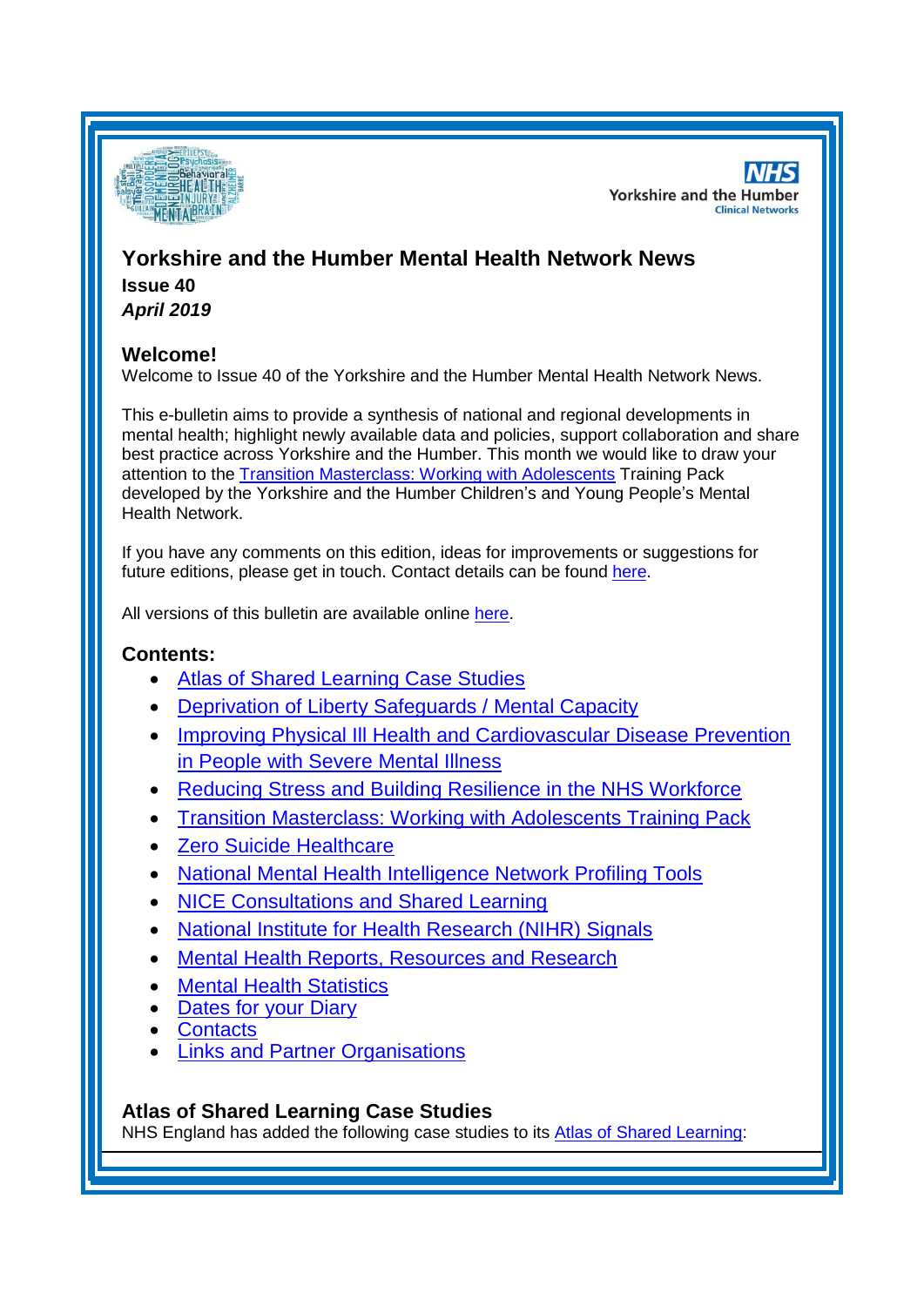# Yorkshire and the Humber Mental Health Network News

**Issue 40**

***April 2019***

## Welcome!

Welcome to Issue 40 of the Yorkshire and the Humber Mental Health Network News.

This e-bulletin aims to provide a synthesis of national and regional developments in mental health; highlight newly available data and policies, support collaboration and share best practice across Yorkshire and the Humber. This month we would like to draw your attention to the Transition Masterclass: Working with Adolescents Training Pack developed by the Yorkshire and the Humber Children's and Young People's Mental Health Network.

If you have any comments on this edition, ideas for improvements or suggestions for future editions, please get in touch. Contact details can be found here.

All versions of this bulletin are available online here.

## Contents:

- Atlas of Shared Learning Case Studies
- Deprivation of Liberty Safeguards / Mental Capacity
- Improving Physical Ill Health and Cardiovascular Disease Prevention in People with Severe Mental Illness
- Reducing Stress and Building Resilience in the NHS Workforce
- Transition Masterclass: Working with Adolescents Training Pack
- Zero Suicide Healthcare
- National Mental Health Intelligence Network Profiling Tools
- NICE Consultations and Shared Learning
- National Institute for Health Research (NIHR) Signals
- Mental Health Reports, Resources and Research
- Mental Health Statistics
- Dates for your Diary
- Contacts
- Links and Partner Organisations

## Atlas of Shared Learning Case Studies

NHS England has added the following case studies to its Atlas of Shared Learning: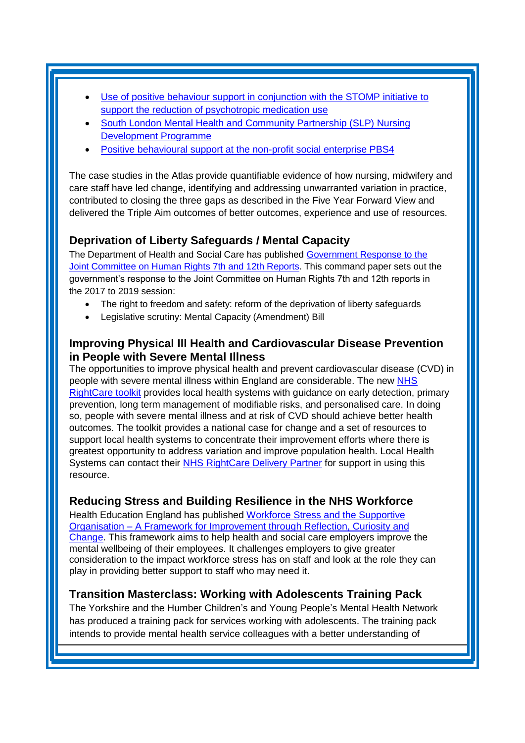- Use of positive behaviour support in conjunction with the STOMP initiative to support the reduction of psychotropic medication use
- South London Mental Health and Community Partnership (SLP) Nursing Development Programme
- Positive behavioural support at the non-profit social enterprise PBS4

The case studies in the Atlas provide quantifiable evidence of how nursing, midwifery and care staff have led change, identifying and addressing unwarranted variation in practice, contributed to closing the three gaps as described in the Five Year Forward View and delivered the Triple Aim outcomes of better outcomes, experience and use of resources.

## Deprivation of Liberty Safeguards / Mental Capacity

The Department of Health and Social Care has published Government Response to the Joint Committee on Human Rights 7th and 12th Reports. This command paper sets out the government's response to the Joint Committee on Human Rights 7th and 12th reports in the 2017 to 2019 session:

- The right to freedom and safety: reform of the deprivation of liberty safeguards
- Legislative scrutiny: Mental Capacity (Amendment) Bill

## Improving Physical Ill Health and Cardiovascular Disease Prevention in People with Severe Mental Illness

The opportunities to improve physical health and prevent cardiovascular disease (CVD) in people with severe mental illness within England are considerable. The new NHS RightCare toolkit provides local health systems with guidance on early detection, primary prevention, long term management of modifiable risks, and personalised care. In doing so, people with severe mental illness and at risk of CVD should achieve better health outcomes. The toolkit provides a national case for change and a set of resources to support local health systems to concentrate their improvement efforts where there is greatest opportunity to address variation and improve population health. Local Health Systems can contact their NHS RightCare Delivery Partner for support in using this resource.

## Reducing Stress and Building Resilience in the NHS Workforce

Health Education England has published Workforce Stress and the Supportive Organisation – A Framework for Improvement through Reflection, Curiosity and Change. This framework aims to help health and social care employers improve the mental wellbeing of their employees. It challenges employers to give greater consideration to the impact workforce stress has on staff and look at the role they can play in providing better support to staff who may need it.

## Transition Masterclass: Working with Adolescents Training Pack

The Yorkshire and the Humber Children's and Young People's Mental Health Network has produced a training pack for services working with adolescents. The training pack intends to provide mental health service colleagues with a better understanding of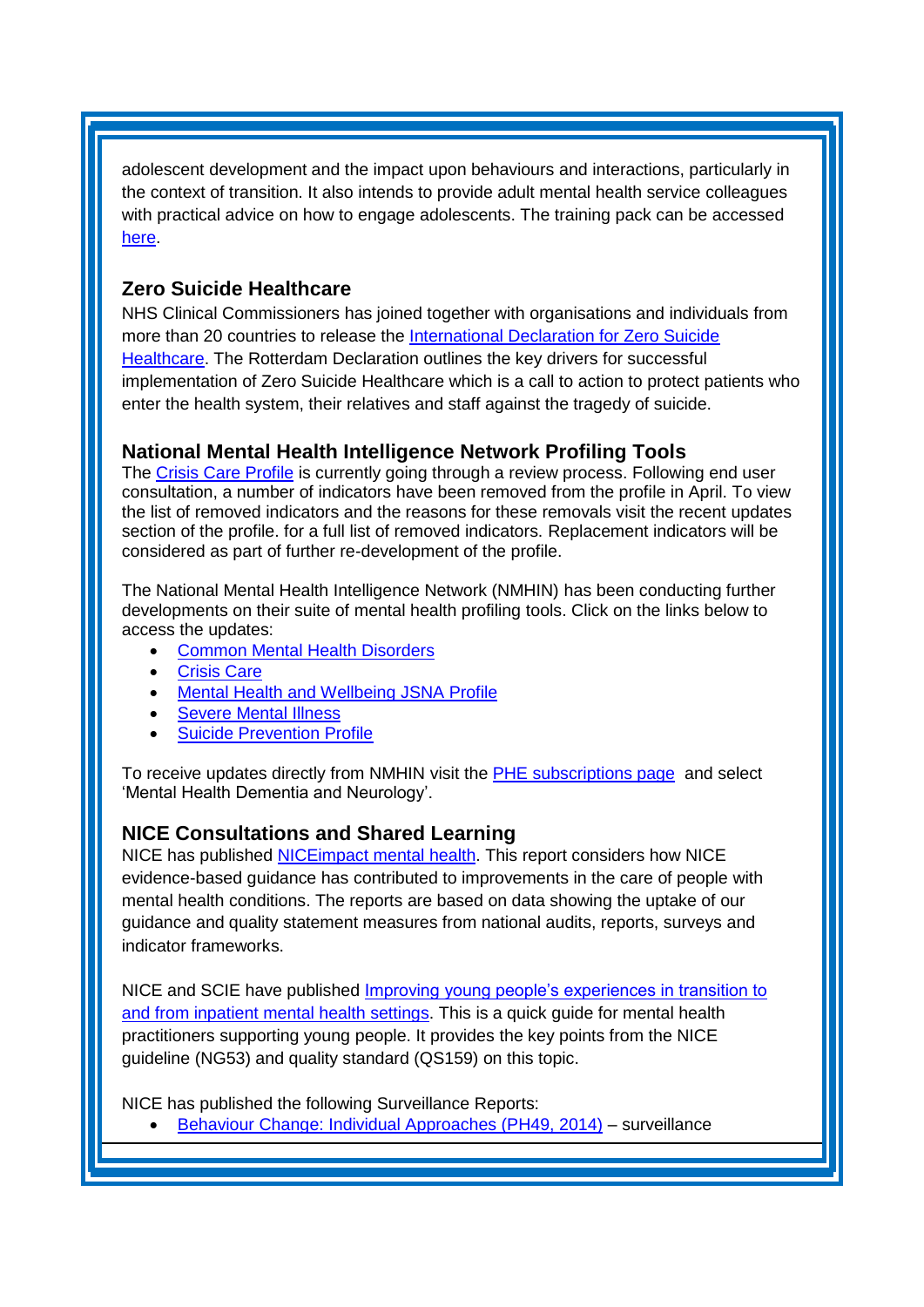adolescent development and the impact upon behaviours and interactions, particularly in the context of transition. It also intends to provide adult mental health service colleagues with practical advice on how to engage adolescents. The training pack can be accessed here.

### Zero Suicide Healthcare

NHS Clinical Commissioners has joined together with organisations and individuals from more than 20 countries to release the International Declaration for Zero Suicide Healthcare. The Rotterdam Declaration outlines the key drivers for successful implementation of Zero Suicide Healthcare which is a call to action to protect patients who enter the health system, their relatives and staff against the tragedy of suicide.

### National Mental Health Intelligence Network Profiling Tools

The Crisis Care Profile is currently going through a review process. Following end user consultation, a number of indicators have been removed from the profile in April. To view the list of removed indicators and the reasons for these removals visit the recent updates section of the profile. for a full list of removed indicators. Replacement indicators will be considered as part of further re-development of the profile.

The National Mental Health Intelligence Network (NMHIN) has been conducting further developments on their suite of mental health profiling tools. Click on the links below to access the updates:

- Common Mental Health Disorders
- Crisis Care
- Mental Health and Wellbeing JSNA Profile
- Severe Mental Illness
- Suicide Prevention Profile

To receive updates directly from NMHIN visit the PHE subscriptions page and select 'Mental Health Dementia and Neurology'.

### NICE Consultations and Shared Learning

NICE has published NICEimpact mental health. This report considers how NICE evidence-based guidance has contributed to improvements in the care of people with mental health conditions. The reports are based on data showing the uptake of our guidance and quality statement measures from national audits, reports, surveys and indicator frameworks.

NICE and SCIE have published Improving young people's experiences in transition to and from inpatient mental health settings. This is a quick guide for mental health practitioners supporting young people. It provides the key points from the NICE guideline (NG53) and quality standard (QS159) on this topic.

NICE has published the following Surveillance Reports:

- Behaviour Change: Individual Approaches (PH49, 2014) – surveillance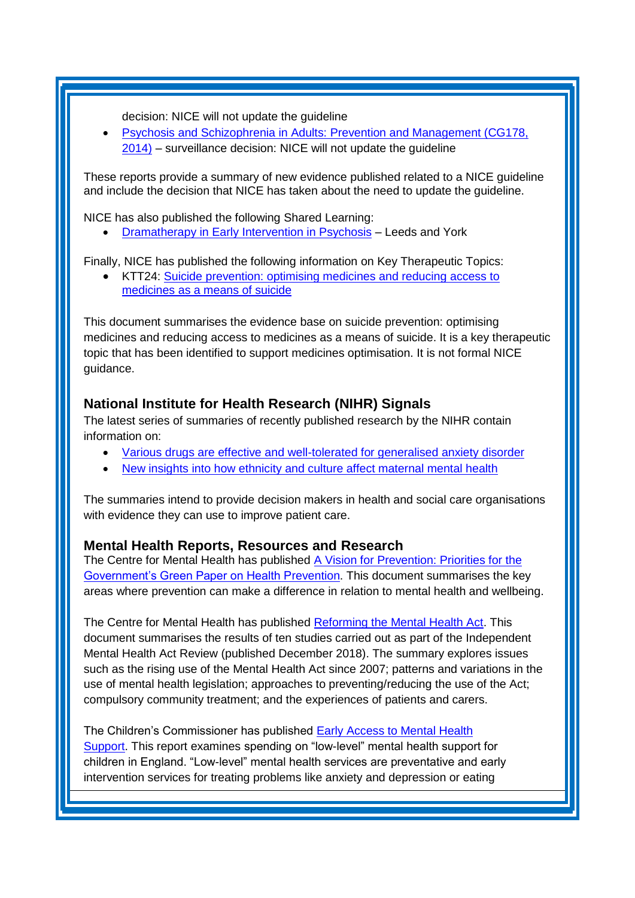decision: NICE will not update the guideline

- Psychosis and Schizophrenia in Adults: Prevention and Management (CG178, 2014) – surveillance decision: NICE will not update the guideline

These reports provide a summary of new evidence published related to a NICE guideline and include the decision that NICE has taken about the need to update the guideline.

NICE has also published the following Shared Learning:

- Dramatherapy in Early Intervention in Psychosis – Leeds and York

Finally, NICE has published the following information on Key Therapeutic Topics:

- KTT24: Suicide prevention: optimising medicines and reducing access to medicines as a means of suicide

This document summarises the evidence base on suicide prevention: optimising medicines and reducing access to medicines as a means of suicide. It is a key therapeutic topic that has been identified to support medicines optimisation. It is not formal NICE guidance.

### National Institute for Health Research (NIHR) Signals

The latest series of summaries of recently published research by the NIHR contain information on:

- Various drugs are effective and well-tolerated for generalised anxiety disorder
- New insights into how ethnicity and culture affect maternal mental health

The summaries intend to provide decision makers in health and social care organisations with evidence they can use to improve patient care.

### Mental Health Reports, Resources and Research

The Centre for Mental Health has published A Vision for Prevention: Priorities for the Government's Green Paper on Health Prevention. This document summarises the key areas where prevention can make a difference in relation to mental health and wellbeing.

The Centre for Mental Health has published Reforming the Mental Health Act. This document summarises the results of ten studies carried out as part of the Independent Mental Health Act Review (published December 2018). The summary explores issues such as the rising use of the Mental Health Act since 2007; patterns and variations in the use of mental health legislation; approaches to preventing/reducing the use of the Act; compulsory community treatment; and the experiences of patients and carers.

The Children's Commissioner has published Early Access to Mental Health Support. This report examines spending on "low-level" mental health support for children in England. "Low-level" mental health services are preventative and early intervention services for treating problems like anxiety and depression or eating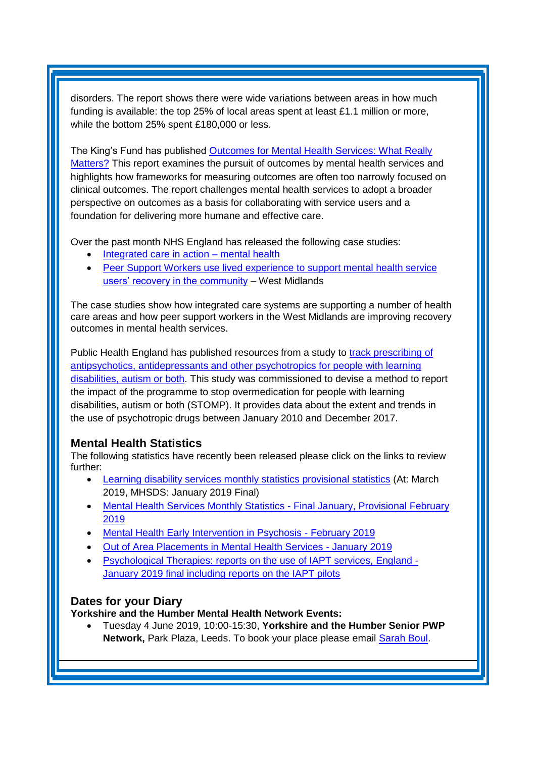disorders. The report shows there were wide variations between areas in how much funding is available: the top 25% of local areas spent at least £1.1 million or more, while the bottom 25% spent £180,000 or less.

The King's Fund has published Outcomes for Mental Health Services: What Really Matters? This report examines the pursuit of outcomes by mental health services and highlights how frameworks for measuring outcomes are often too narrowly focused on clinical outcomes. The report challenges mental health services to adopt a broader perspective on outcomes as a basis for collaborating with service users and a foundation for delivering more humane and effective care.

Over the past month NHS England has released the following case studies:

- Integrated care in action – mental health
- Peer Support Workers use lived experience to support mental health service users' recovery in the community – West Midlands

The case studies show how integrated care systems are supporting a number of health care areas and how peer support workers in the West Midlands are improving recovery outcomes in mental health services.

Public Health England has published resources from a study to track prescribing of antipsychotics, antidepressants and other psychotropics for people with learning disabilities, autism or both. This study was commissioned to devise a method to report the impact of the programme to stop overmedication for people with learning disabilities, autism or both (STOMP). It provides data about the extent and trends in the use of psychotropic drugs between January 2010 and December 2017.

## Mental Health Statistics

The following statistics have recently been released please click on the links to review further:

- Learning disability services monthly statistics provisional statistics (At: March 2019, MHSDS: January 2019 Final)
- Mental Health Services Monthly Statistics - Final January, Provisional February 2019
- Mental Health Early Intervention in Psychosis - February 2019
- Out of Area Placements in Mental Health Services - January 2019
- Psychological Therapies: reports on the use of IAPT services, England - January 2019 final including reports on the IAPT pilots

## Dates for your Diary

**Yorkshire and the Humber Mental Health Network Events:**

- Tuesday 4 June 2019, 10:00-15:30, **Yorkshire and the Humber Senior PWP Network,** Park Plaza, Leeds. To book your place please email Sarah Boul.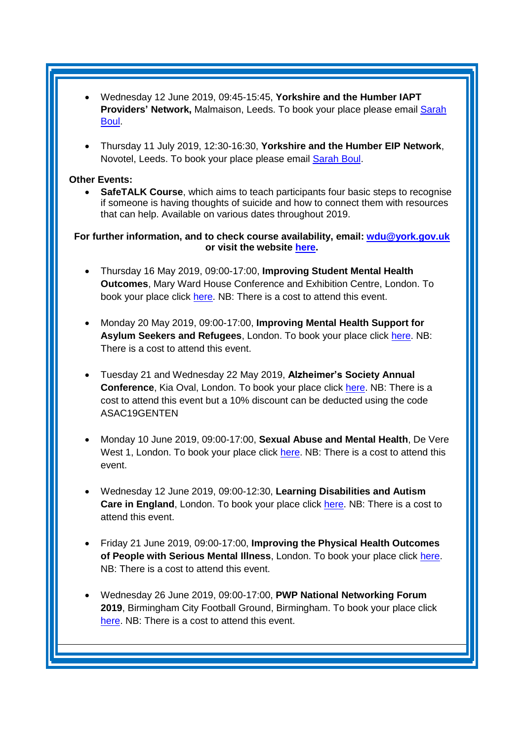- Wednesday 12 June 2019, 09:45-15:45, **Yorkshire and the Humber IAPT Providers' Network,** Malmaison, Leeds. To book your place please email Sarah Boul.

- Thursday 11 July 2019, 12:30-16:30, **Yorkshire and the Humber EIP Network**, Novotel, Leeds. To book your place please email Sarah Boul.

**Other Events:**

- **SafeTALK Course**, which aims to teach participants four basic steps to recognise if someone is having thoughts of suicide and how to connect them with resources that can help. Available on various dates throughout 2019.

**For further information, and to check course availability, email: wdu@york.gov.uk or visit the website here.**

- Thursday 16 May 2019, 09:00-17:00, **Improving Student Mental Health Outcomes**, Mary Ward House Conference and Exhibition Centre, London. To book your place click here. NB: There is a cost to attend this event.

- Monday 20 May 2019, 09:00-17:00, **Improving Mental Health Support for Asylum Seekers and Refugees**, London. To book your place click here. NB: There is a cost to attend this event.

- Tuesday 21 and Wednesday 22 May 2019, **Alzheimer's Society Annual Conference**, Kia Oval, London. To book your place click here. NB: There is a cost to attend this event but a 10% discount can be deducted using the code ASAC19GENTEN

- Monday 10 June 2019, 09:00-17:00, **Sexual Abuse and Mental Health**, De Vere West 1, London. To book your place click here. NB: There is a cost to attend this event.

- Wednesday 12 June 2019, 09:00-12:30, **Learning Disabilities and Autism Care in England**, London. To book your place click here. NB: There is a cost to attend this event.

- Friday 21 June 2019, 09:00-17:00, **Improving the Physical Health Outcomes of People with Serious Mental Illness**, London. To book your place click here. NB: There is a cost to attend this event.

- Wednesday 26 June 2019, 09:00-17:00, **PWP National Networking Forum 2019**, Birmingham City Football Ground, Birmingham. To book your place click here. NB: There is a cost to attend this event.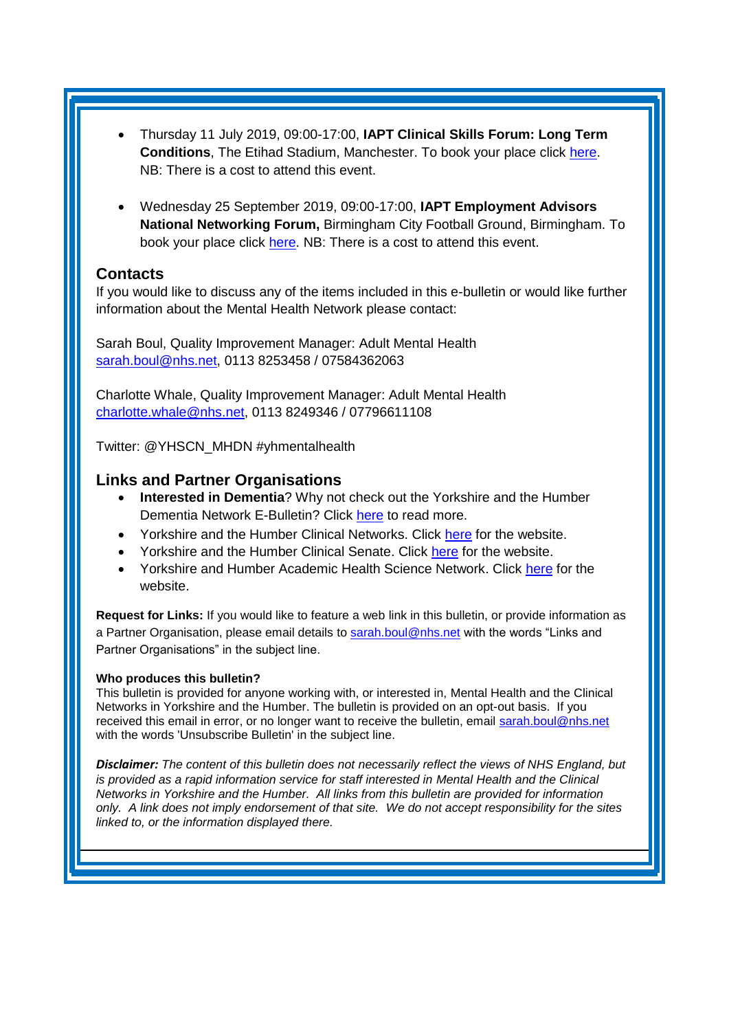- Thursday 11 July 2019, 09:00-17:00, **IAPT Clinical Skills Forum: Long Term Conditions**, The Etihad Stadium, Manchester. To book your place click here. NB: There is a cost to attend this event.

- Wednesday 25 September 2019, 09:00-17:00, **IAPT Employment Advisors National Networking Forum,** Birmingham City Football Ground, Birmingham. To book your place click here. NB: There is a cost to attend this event.

## Contacts

If you would like to discuss any of the items included in this e-bulletin or would like further information about the Mental Health Network please contact:

Sarah Boul, Quality Improvement Manager: Adult Mental Health
sarah.boul@nhs.net, 0113 8253458 / 07584362063

Charlotte Whale, Quality Improvement Manager: Adult Mental Health
charlotte.whale@nhs.net, 0113 8249346 / 07796611108

Twitter: @YHSCN_MHDN #yhmentalhealth

## Links and Partner Organisations

- **Interested in Dementia**? Why not check out the Yorkshire and the Humber Dementia Network E-Bulletin? Click here to read more.
- Yorkshire and the Humber Clinical Networks. Click here for the website.
- Yorkshire and the Humber Clinical Senate. Click here for the website.
- Yorkshire and Humber Academic Health Science Network. Click here for the website.

**Request for Links:** If you would like to feature a web link in this bulletin, or provide information as a Partner Organisation, please email details to sarah.boul@nhs.net with the words "Links and Partner Organisations" in the subject line.

**Who produces this bulletin?**
This bulletin is provided for anyone working with, or interested in, Mental Health and the Clinical Networks in Yorkshire and the Humber. The bulletin is provided on an opt-out basis. If you received this email in error, or no longer want to receive the bulletin, email sarah.boul@nhs.net with the words 'Unsubscribe Bulletin' in the subject line.

***Disclaimer:*** *The content of this bulletin does not necessarily reflect the views of NHS England, but is provided as a rapid information service for staff interested in Mental Health and the Clinical Networks in Yorkshire and the Humber. All links from this bulletin are provided for information only. A link does not imply endorsement of that site. We do not accept responsibility for the sites linked to, or the information displayed there.*